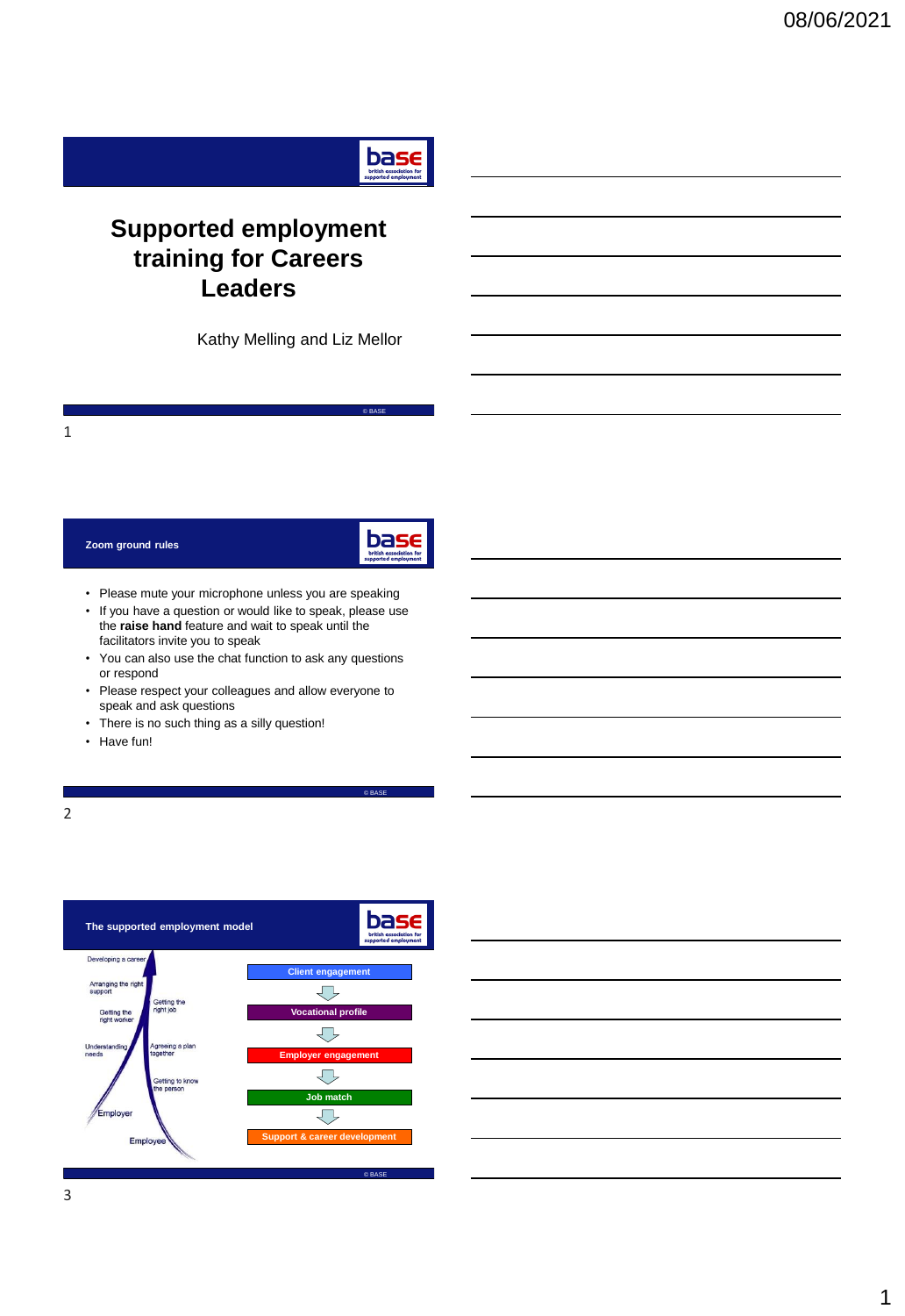# Supported employment training for Careers Leaders

Kathy Melling and Liz Mellor

© BASE

## Zoom ground rules

- Please mute your microphone unless you are speaking
- If you have a question or would like to speak, please use the **raise hand** feature and wait to speak until the facilitators invite you to speak
- You can also use the chat function to ask any questions or respond
- Please respect your colleagues and allow everyone to speak and ask questions
- There is no such thing as a silly question!
- Have fun!

© BASE

## The supported employment model

Developing a career

Arranging the right support

Getting the right job

Getting the right worker

Understanding needs

Agreeing a plan together

Getting to know the person

Employer

Employee

- Client engagement
- Vocational profile
- Employer engagement
- Job match
- Support & career development

© BASE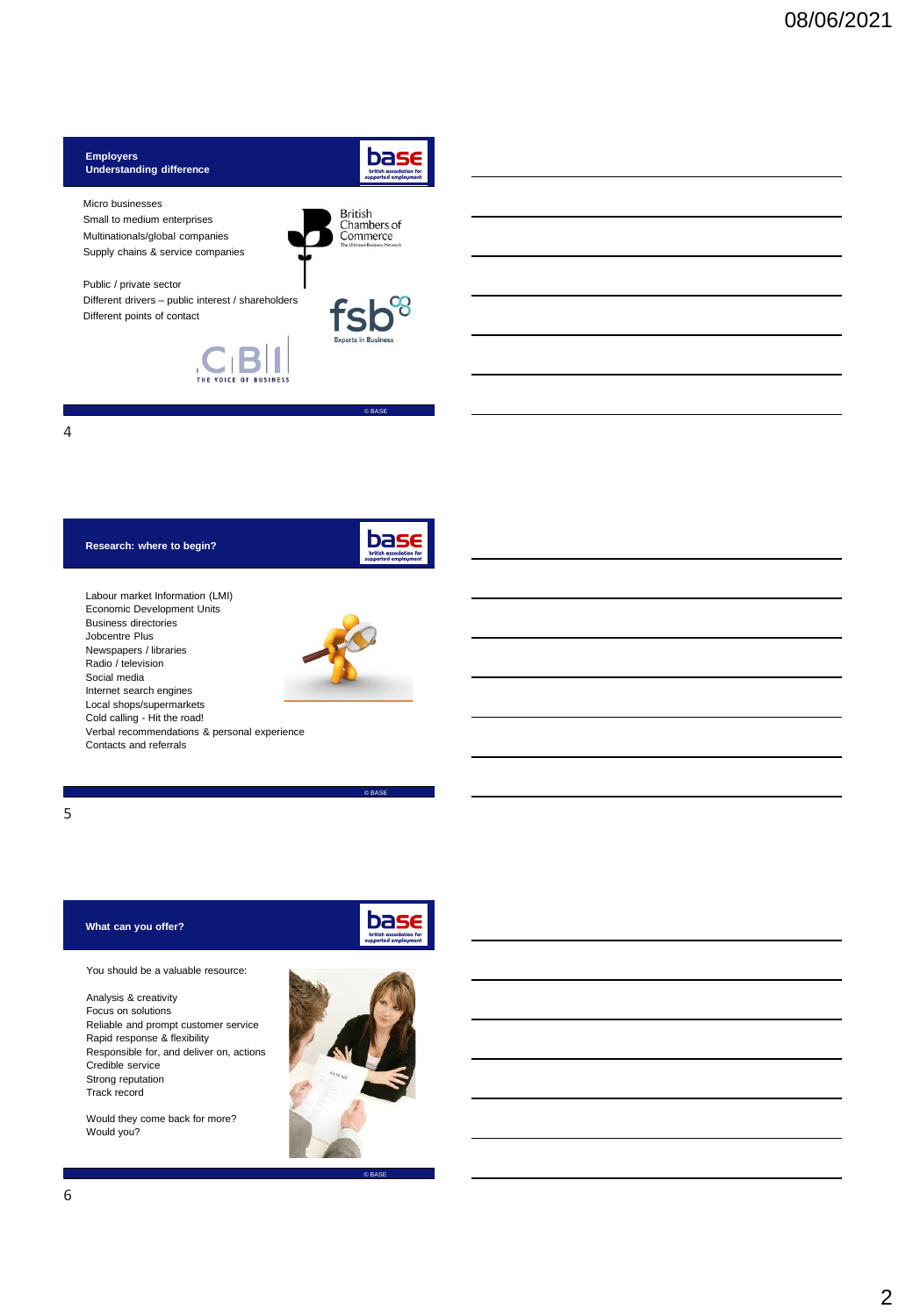## Employers
### Understanding difference

Micro businesses
Small to medium enterprises
Multinationals/global companies
Supply chains & service companies

Public / private sector
Different drivers – public interest / shareholders
Different points of contact

British Chambers of Commerce

fsb Experts in Business

CBI THE VOICE OF BUSINESS

© BASE

## Research: where to begin?

Labour market Information (LMI)
Economic Development Units
Business directories
Jobcentre Plus
Newspapers / libraries
Radio / television
Social media
Internet search engines
Local shops/supermarkets
Cold calling - Hit the road!
Verbal recommendations & personal experience
Contacts and referrals

© BASE

## What can you offer?

You should be a valuable resource:

Analysis & creativity
Focus on solutions
Reliable and prompt customer service
Rapid response & flexibility
Responsible for, and deliver on, actions
Credible service
Strong reputation
Track record

Would they come back for more?
Would you?

© BASE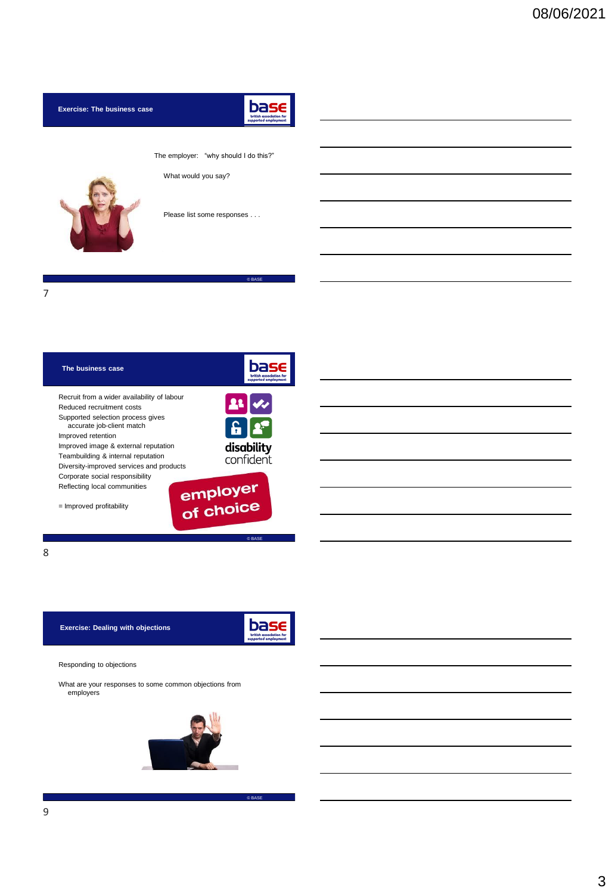## Exercise: The business case

The employer: "why should I do this?"

What would you say?

Please list some responses . . .

© BASE

## The business case

- Recruit from a wider availability of labour
- Reduced recruitment costs
- Supported selection process gives accurate job-client match
- Improved retention
- Improved image & external reputation
- Teambuilding & internal reputation
- Diversity-improved services and products
- Corporate social responsibility
- Reflecting local communities

= Improved profitability

disability confident

employer of choice

© BASE

## Exercise: Dealing with objections

Responding to objections

What are your responses to some common objections from employers

© BASE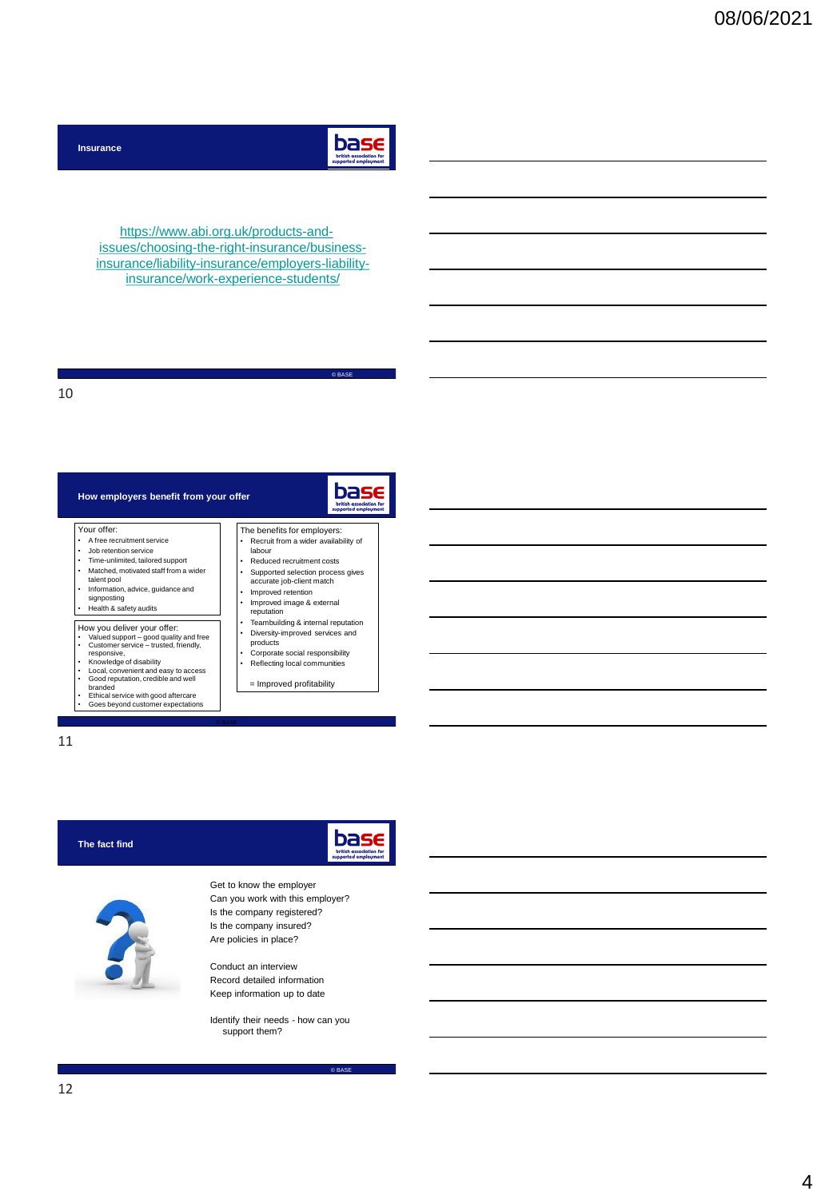## Insurance

https://www.abi.org.uk/products-and-issues/choosing-the-right-insurance/business-insurance/liability-insurance/employers-liability-insurance/work-experience-students/

© BASE

## How employers benefit from your offer

Your offer:
- A free recruitment service
- Job retention service
- Time-unlimited, tailored support
- Matched, motivated staff from a wider talent pool
- Information, advice, guidance and signposting
- Health & safety audits

How you deliver your offer:
- Valued support – good quality and free
- Customer service – trusted, friendly, responsive,
- Knowledge of disability
- Local, convenient and easy to access
- Good reputation, credible and well branded
- Ethical service with good aftercare
- Goes beyond customer expectations

The benefits for employers:
- Recruit from a wider availability of labour
- Reduced recruitment costs
- Supported selection process gives accurate job-client match
- Improved retention
- Improved image & external reputation
- Teambuilding & internal reputation
- Diversity-improved services and products
- Corporate social responsibility
- Reflecting local communities

= Improved profitability

© BASE

## The fact find

Get to know the employer
Can you work with this employer?
Is the company registered?
Is the company insured?
Are policies in place?

Conduct an interview
Record detailed information
Keep information up to date

Identify their needs - how can you support them?

© BASE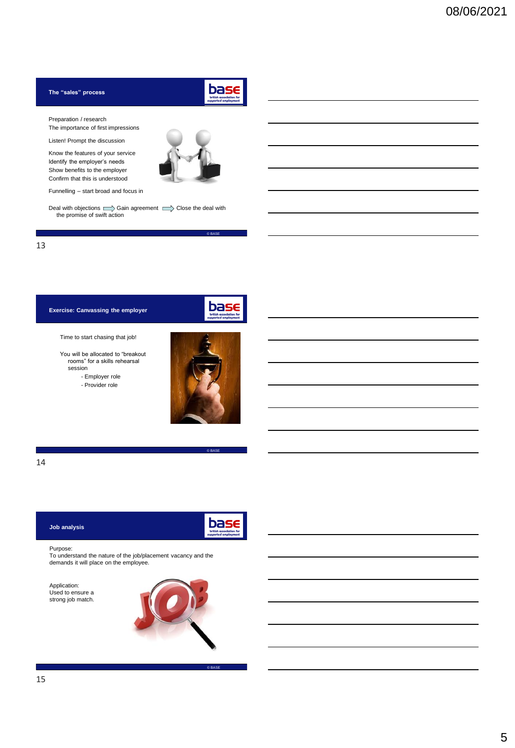## The "sales" process

Preparation / research
The importance of first impressions

Listen! Prompt the discussion

Know the features of your service
Identify the employer's needs
Show benefits to the employer
Confirm that this is understood

Funnelling – start broad and focus in

Deal with objections ⇒ Gain agreement ⇒ Close the deal with the promise of swift action

© BASE

13

## Exercise: Canvassing the employer

Time to start chasing that job!

You will be allocated to "breakout rooms" for a skills rehearsal session

- Employer role
- Provider role

© BASE

14

## Job analysis

Purpose:
To understand the nature of the job/placement vacancy and the demands it will place on the employee.

Application:
Used to ensure a strong job match.

© BASE

15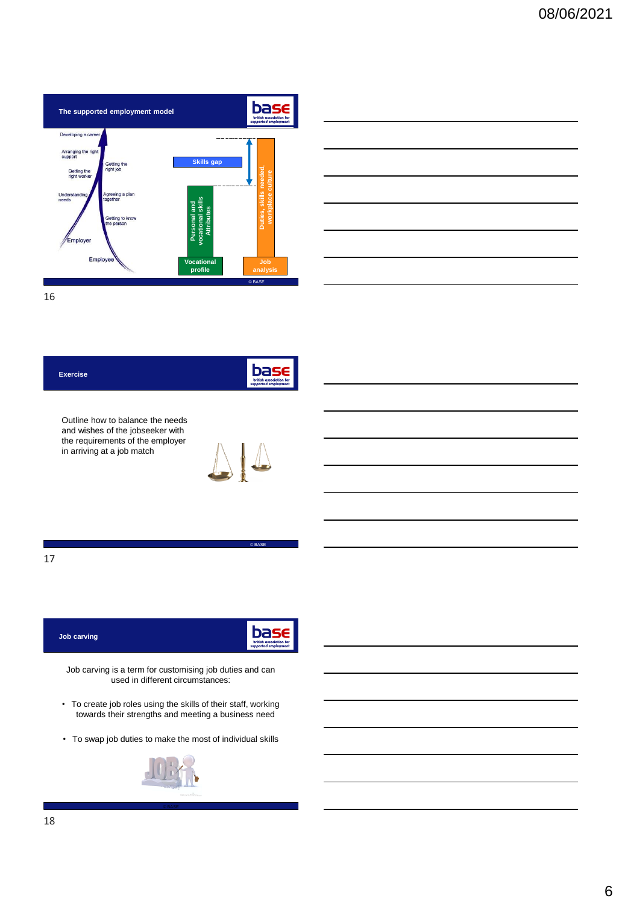## The supported employment model

Developing a career

Arranging the right support

Getting the right job

Getting the right worker

Understanding needs

Agreeing a plan together

Getting to know the person

Employer

Employee

Skills gap

Personal and vocational skills Attributes

Duties, skills needed, workplace culture

Vocational profile

Job analysis

© BASE

## Exercise

Outline how to balance the needs and wishes of the jobseeker with the requirements of the employer in arriving at a job match

© BASE

## Job carving

Job carving is a term for customising job duties and can used in different circumstances:

- To create job roles using the skills of their staff, working towards their strengths and meeting a business need
- To swap job duties to make the most of individual skills

© BASE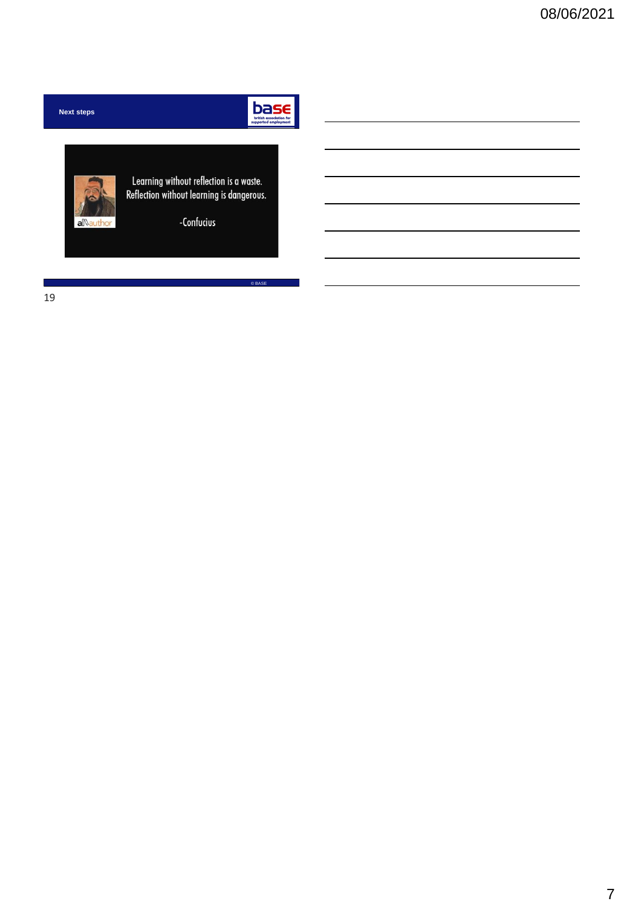## Next steps

Learning without reflection is a waste.
Reflection without learning is dangerous.

-Confucius

© BASE